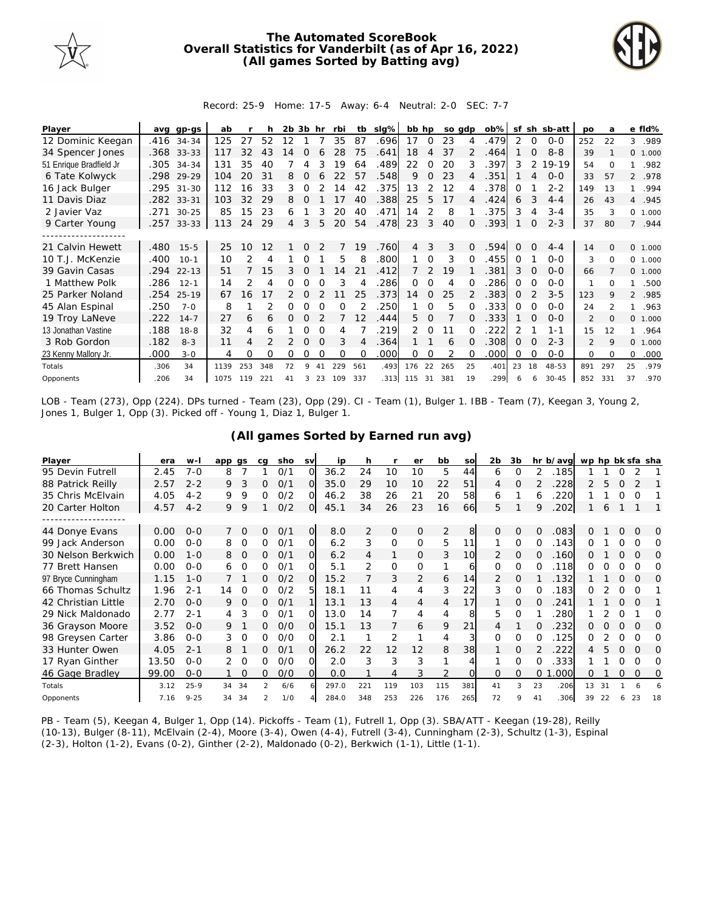# The Automated ScoreBook
## Overall Statistics for Vanderbilt (as of Apr 16, 2022)
## (All games Sorted by Batting avg)

Record: 25-9 Home: 17-5 Away: 6-4 Neutral: 2-0 SEC: 7-7

| Player | avg | gp-gs | ab | r | h | 2b | 3b | hr | rbi | tb | slg% | bb | hp | so | gdp | ob% | sf | sh | sb-att | po | a | e | fld% |
|---|---|---|---|---|---|---|---|---|---|---|---|---|---|---|---|---|---|---|---|---|---|---|---|
| 12 Dominic Keegan | .416 | 34-34 | 125 | 27 | 52 | 12 | 1 | 7 | 35 | 87 | .696 | 17 | 0 | 23 | 4 | .479 | 2 | 0 | 0-0 | 252 | 22 | 3 | .989 |
| 34 Spencer Jones | .368 | 33-33 | 117 | 32 | 43 | 14 | 0 | 6 | 28 | 75 | .641 | 18 | 4 | 37 | 2 | .464 | 1 | 0 | 8-8 | 39 | 1 | 0 | 1.000 |
| 51 Enrique Bradfield Jr | .305 | 34-34 | 131 | 35 | 40 | 7 | 4 | 3 | 19 | 64 | .489 | 22 | 0 | 20 | 3 | .397 | 3 | 2 | 19-19 | 54 | 0 | 1 | .982 |
| 6 Tate Kolwyck | .298 | 29-29 | 104 | 20 | 31 | 8 | 0 | 6 | 22 | 57 | .548 | 9 | 0 | 23 | 4 | .351 | 1 | 4 | 0-0 | 33 | 57 | 2 | .978 |
| 16 Jack Bulger | .295 | 31-30 | 112 | 16 | 33 | 3 | 0 | 2 | 14 | 42 | .375 | 13 | 2 | 12 | 4 | .378 | 0 | 1 | 2-2 | 149 | 13 | 1 | .994 |
| 11 Davis Diaz | .282 | 33-31 | 103 | 32 | 29 | 8 | 0 | 1 | 17 | 40 | .388 | 25 | 5 | 17 | 4 | .424 | 6 | 3 | 4-4 | 26 | 43 | 4 | .945 |
| 2 Javier Vaz | .271 | 30-25 | 85 | 15 | 23 | 6 | 1 | 3 | 20 | 40 | .471 | 14 | 2 | 8 | 1 | .375 | 3 | 4 | 3-4 | 35 | 3 | 0 | 1.000 |
| 9 Carter Young | .257 | 33-33 | 113 | 24 | 29 | 4 | 3 | 5 | 20 | 54 | .478 | 23 | 3 | 40 | 0 | .393 | 1 | 0 | 2-3 | 37 | 80 | 7 | .944 |
| -------------------- | | | | | | | | | | | | | | | | | | | | | | | |
| 21 Calvin Hewett | .480 | 15-5 | 25 | 10 | 12 | 1 | 0 | 2 | 7 | 19 | .760 | 4 | 3 | 3 | 0 | .594 | 0 | 0 | 4-4 | 14 | 0 | 0 | 1.000 |
| 10 T.J. McKenzie | .400 | 10-1 | 10 | 2 | 4 | 1 | 0 | 1 | 5 | 8 | .800 | 1 | 0 | 3 | 0 | .455 | 0 | 1 | 0-0 | 3 | 0 | 0 | 1.000 |
| 39 Gavin Casas | .294 | 22-13 | 51 | 7 | 15 | 3 | 0 | 1 | 14 | 21 | .412 | 7 | 2 | 19 | 1 | .381 | 3 | 0 | 0-0 | 66 | 7 | 0 | 1.000 |
| 1 Matthew Polk | .286 | 12-1 | 14 | 2 | 4 | 0 | 0 | 0 | 3 | 4 | .286 | 0 | 0 | 4 | 0 | .286 | 0 | 0 | 0-0 | 1 | 0 | 1 | .500 |
| 25 Parker Noland | .254 | 25-19 | 67 | 16 | 17 | 2 | 0 | 2 | 11 | 25 | .373 | 14 | 0 | 25 | 2 | .383 | 0 | 2 | 3-5 | 123 | 9 | 2 | .985 |
| 45 Alan Espinal | .250 | 7-0 | 8 | 1 | 2 | 0 | 0 | 0 | 0 | 2 | .250 | 1 | 0 | 5 | 0 | .333 | 0 | 0 | 0-0 | 24 | 2 | 1 | .963 |
| 19 Troy LaNeve | .222 | 14-7 | 27 | 6 | 6 | 0 | 0 | 2 | 7 | 12 | .444 | 5 | 0 | 7 | 0 | .333 | 1 | 0 | 0-0 | 2 | 0 | 0 | 1.000 |
| 13 Jonathan Vastine | .188 | 18-8 | 32 | 4 | 6 | 1 | 0 | 0 | 4 | 7 | .219 | 2 | 0 | 11 | 0 | .222 | 2 | 1 | 1-1 | 15 | 12 | 1 | .964 |
| 3 Rob Gordon | .182 | 8-3 | 11 | 4 | 2 | 2 | 0 | 0 | 3 | 4 | .364 | 1 | 1 | 6 | 0 | .308 | 0 | 0 | 2-3 | 2 | 9 | 0 | 1.000 |
| 23 Kenny Mallory Jr. | .000 | 3-0 | 4 | 0 | 0 | 0 | 0 | 0 | 0 | 0 | .000 | 0 | 0 | 2 | 0 | .000 | 0 | 0 | 0-0 | 0 | 0 | 0 | .000 |
| Totals | .306 | 34 | 1139 | 253 | 348 | 72 | 9 | 41 | 229 | 561 | .493 | 176 | 22 | 265 | 25 | .401 | 23 | 18 | 48-53 | 891 | 297 | 25 | .979 |
| Opponents | .206 | 34 | 1075 | 119 | 221 | 41 | 3 | 23 | 109 | 337 | .313 | 115 | 31 | 381 | 19 | .299 | 6 | 6 | 30-45 | 852 | 331 | 37 | .970 |

LOB - Team (273), Opp (224). DPs turned - Team (23), Opp (29). CI - Team (1), Bulger 1. IBB - Team (7), Keegan 3, Young 2, Jones 1, Bulger 1, Opp (3). Picked off - Young 1, Diaz 1, Bulger 1.

## (All games Sorted by Earned run avg)

| Player | era | w-l | app | gs | cg | sho | sv | ip | h | r | er | bb | so | 2b | 3b | hr | b/avg | wp | hp | bk | sfa | sha |
|---|---|---|---|---|---|---|---|---|---|---|---|---|---|---|---|---|---|---|---|---|---|---|
| 95 Devin Futrell | 2.45 | 7-0 | 8 | 7 | 1 | 0/1 | 0 | 36.2 | 24 | 10 | 10 | 5 | 44 | 6 | 0 | 2 | .185 | 1 | 1 | 0 | 2 | 1 |
| 88 Patrick Reilly | 2.57 | 2-2 | 9 | 3 | 0 | 0/1 | 0 | 35.0 | 29 | 10 | 10 | 22 | 51 | 4 | 0 | 2 | .228 | 2 | 5 | 0 | 2 | 1 |
| 35 Chris McElvain | 4.05 | 4-2 | 9 | 9 | 0 | 0/2 | 0 | 46.2 | 38 | 26 | 21 | 20 | 58 | 6 | 1 | 6 | .220 | 1 | 1 | 0 | 0 | 1 |
| 20 Carter Holton | 4.57 | 4-2 | 9 | 9 | 1 | 0/2 | 0 | 45.1 | 34 | 26 | 23 | 16 | 66 | 5 | 1 | 9 | .202 | 1 | 6 | 1 | 1 | 1 |
| -------------------- | | | | | | | | | | | | | | | | | | | | | | |
| 44 Donye Evans | 0.00 | 0-0 | 7 | 0 | 0 | 0/1 | 0 | 8.0 | 2 | 0 | 0 | 2 | 8 | 0 | 0 | 0 | .083 | 0 | 1 | 0 | 0 | 0 |
| 99 Jack Anderson | 0.00 | 0-0 | 8 | 0 | 0 | 0/1 | 0 | 6.2 | 3 | 0 | 0 | 5 | 11 | 1 | 0 | 0 | .143 | 0 | 1 | 0 | 0 | 0 |
| 30 Nelson Berkwich | 0.00 | 1-0 | 8 | 0 | 0 | 0/1 | 0 | 6.2 | 4 | 1 | 0 | 3 | 10 | 2 | 0 | 0 | .160 | 0 | 1 | 0 | 0 | 0 |
| 77 Brett Hansen | 0.00 | 0-0 | 6 | 0 | 0 | 0/1 | 0 | 5.1 | 2 | 0 | 0 | 1 | 6 | 0 | 0 | 0 | .118 | 0 | 0 | 0 | 0 | 0 |
| 97 Bryce Cunningham | 1.15 | 1-0 | 7 | 1 | 0 | 0/2 | 0 | 15.2 | 7 | 3 | 2 | 6 | 14 | 2 | 0 | 1 | .132 | 1 | 1 | 0 | 0 | 0 |
| 66 Thomas Schultz | 1.96 | 2-1 | 14 | 0 | 0 | 0/2 | 5 | 18.1 | 11 | 4 | 4 | 3 | 22 | 3 | 0 | 0 | .183 | 0 | 2 | 0 | 0 | 1 |
| 42 Christian Little | 2.70 | 0-0 | 9 | 0 | 0 | 0/1 | 1 | 13.1 | 13 | 4 | 4 | 4 | 17 | 1 | 0 | 0 | .241 | 1 | 1 | 0 | 0 | 1 |
| 29 Nick Maldonado | 2.77 | 2-1 | 4 | 3 | 0 | 0/1 | 0 | 13.0 | 14 | 7 | 4 | 4 | 8 | 5 | 0 | 1 | .280 | 1 | 2 | 0 | 1 | 0 |
| 36 Grayson Moore | 3.52 | 0-0 | 9 | 1 | 0 | 0/0 | 0 | 15.1 | 13 | 7 | 6 | 9 | 21 | 4 | 1 | 0 | .232 | 0 | 0 | 0 | 0 | 0 |
| 98 Greysen Carter | 3.86 | 0-0 | 3 | 0 | 0 | 0/0 | 0 | 2.1 | 1 | 2 | 1 | 4 | 3 | 0 | 0 | 0 | .125 | 0 | 2 | 0 | 0 | 0 |
| 33 Hunter Owen | 4.05 | 2-1 | 8 | 1 | 0 | 0/1 | 0 | 26.2 | 22 | 12 | 12 | 8 | 38 | 1 | 0 | 2 | .222 | 4 | 5 | 0 | 0 | 0 |
| 17 Ryan Ginther | 13.50 | 0-0 | 2 | 0 | 0 | 0/0 | 0 | 2.0 | 3 | 3 | 3 | 1 | 4 | 1 | 0 | 0 | .333 | 1 | 1 | 0 | 0 | 0 |
| 46 Gage Bradley | 99.00 | 0-0 | 1 | 0 | 0 | 0/0 | 0 | 0.0 | 1 | 4 | 3 | 2 | 0 | 0 | 0 | 0 | 1.000 | 0 | 1 | 0 | 0 | 0 |
| Totals | 3.12 | 25-9 | 34 | 34 | 2 | 6/6 | 6 | 297.0 | 221 | 119 | 103 | 115 | 381 | 41 | 3 | 23 | .206 | 13 | 31 | 1 | 6 | 6 |
| Opponents | 7.16 | 9-25 | 34 | 34 | 2 | 1/0 | 4 | 284.0 | 348 | 253 | 226 | 176 | 265 | 72 | 9 | 41 | .306 | 39 | 22 | 6 | 23 | 18 |

PB - Team (5), Keegan 4, Bulger 1, Opp (14). Pickoffs - Team (1), Futrell 1, Opp (3). SBA/ATT - Keegan (19-28), Reilly (10-13), Bulger (8-11), McElvain (2-4), Moore (3-4), Owen (4-4), Futrell (3-4), Cunningham (2-3), Schultz (1-3), Espinal (2-3), Holton (1-2), Evans (0-2), Ginther (2-2), Maldonado (0-2), Berkwich (1-1), Little (1-1).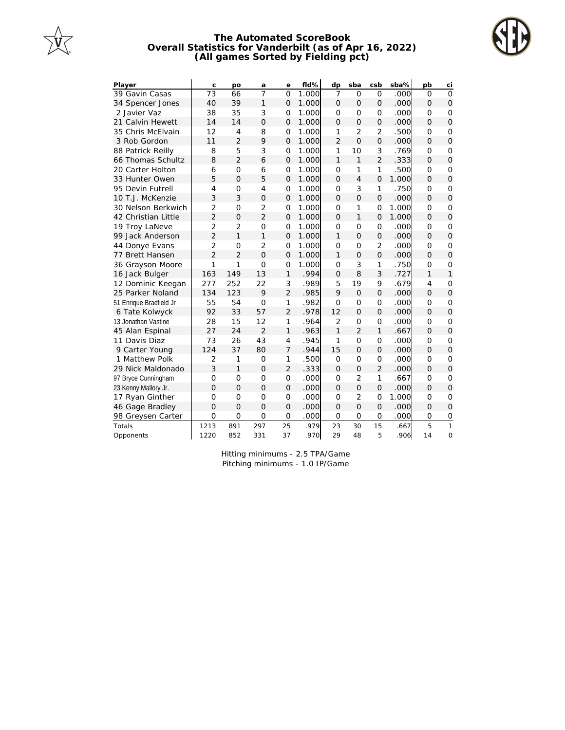# The Automated ScoreBook
## Overall Statistics for Vanderbilt (as of Apr 16, 2022)
### (All games Sorted by Fielding pct)

| Player | c | po | a | e | fld% | dp | sba | csb | sba% | pb | ci |
|---|---|---|---|---|---|---|---|---|---|---|---|
| 39 Gavin Casas | 73 | 66 | 7 | 0 | 1.000 | 7 | 0 | 0 | .000 | 0 | 0 |
| 34 Spencer Jones | 40 | 39 | 1 | 0 | 1.000 | 0 | 0 | 0 | .000 | 0 | 0 |
| 2 Javier Vaz | 38 | 35 | 3 | 0 | 1.000 | 0 | 0 | 0 | .000 | 0 | 0 |
| 21 Calvin Hewett | 14 | 14 | 0 | 0 | 1.000 | 0 | 0 | 0 | .000 | 0 | 0 |
| 35 Chris McElvain | 12 | 4 | 8 | 0 | 1.000 | 1 | 2 | 2 | .500 | 0 | 0 |
| 3 Rob Gordon | 11 | 2 | 9 | 0 | 1.000 | 2 | 0 | 0 | .000 | 0 | 0 |
| 88 Patrick Reilly | 8 | 5 | 3 | 0 | 1.000 | 1 | 10 | 3 | .769 | 0 | 0 |
| 66 Thomas Schultz | 8 | 2 | 6 | 0 | 1.000 | 1 | 1 | 2 | .333 | 0 | 0 |
| 20 Carter Holton | 6 | 0 | 6 | 0 | 1.000 | 0 | 1 | 1 | .500 | 0 | 0 |
| 33 Hunter Owen | 5 | 0 | 5 | 0 | 1.000 | 0 | 4 | 0 | 1.000 | 0 | 0 |
| 95 Devin Futrell | 4 | 0 | 4 | 0 | 1.000 | 0 | 3 | 1 | .750 | 0 | 0 |
| 10 T.J. McKenzie | 3 | 3 | 0 | 0 | 1.000 | 0 | 0 | 0 | .000 | 0 | 0 |
| 30 Nelson Berkwich | 2 | 0 | 2 | 0 | 1.000 | 0 | 1 | 0 | 1.000 | 0 | 0 |
| 42 Christian Little | 2 | 0 | 2 | 0 | 1.000 | 0 | 1 | 0 | 1.000 | 0 | 0 |
| 19 Troy LaNeve | 2 | 2 | 0 | 0 | 1.000 | 0 | 0 | 0 | .000 | 0 | 0 |
| 99 Jack Anderson | 2 | 1 | 1 | 0 | 1.000 | 1 | 0 | 0 | .000 | 0 | 0 |
| 44 Donye Evans | 2 | 0 | 2 | 0 | 1.000 | 0 | 0 | 2 | .000 | 0 | 0 |
| 77 Brett Hansen | 2 | 2 | 0 | 0 | 1.000 | 1 | 0 | 0 | .000 | 0 | 0 |
| 36 Grayson Moore | 1 | 1 | 0 | 0 | 1.000 | 0 | 3 | 1 | .750 | 0 | 0 |
| 16 Jack Bulger | 163 | 149 | 13 | 1 | .994 | 0 | 8 | 3 | .727 | 1 | 1 |
| 12 Dominic Keegan | 277 | 252 | 22 | 3 | .989 | 5 | 19 | 9 | .679 | 4 | 0 |
| 25 Parker Noland | 134 | 123 | 9 | 2 | .985 | 9 | 0 | 0 | .000 | 0 | 0 |
| 51 Enrique Bradfield Jr | 55 | 54 | 0 | 1 | .982 | 0 | 0 | 0 | .000 | 0 | 0 |
| 6 Tate Kolwyck | 92 | 33 | 57 | 2 | .978 | 12 | 0 | 0 | .000 | 0 | 0 |
| 13 Jonathan Vastine | 28 | 15 | 12 | 1 | .964 | 2 | 0 | 0 | .000 | 0 | 0 |
| 45 Alan Espinal | 27 | 24 | 2 | 1 | .963 | 1 | 2 | 1 | .667 | 0 | 0 |
| 11 Davis Diaz | 73 | 26 | 43 | 4 | .945 | 1 | 0 | 0 | .000 | 0 | 0 |
| 9 Carter Young | 124 | 37 | 80 | 7 | .944 | 15 | 0 | 0 | .000 | 0 | 0 |
| 1 Matthew Polk | 2 | 1 | 0 | 1 | .500 | 0 | 0 | 0 | .000 | 0 | 0 |
| 29 Nick Maldonado | 3 | 1 | 0 | 2 | .333 | 0 | 0 | 2 | .000 | 0 | 0 |
| 97 Bryce Cunningham | 0 | 0 | 0 | 0 | .000 | 0 | 2 | 1 | .667 | 0 | 0 |
| 23 Kenny Mallory Jr. | 0 | 0 | 0 | 0 | .000 | 0 | 0 | 0 | .000 | 0 | 0 |
| 17 Ryan Ginther | 0 | 0 | 0 | 0 | .000 | 0 | 2 | 0 | 1.000 | 0 | 0 |
| 46 Gage Bradley | 0 | 0 | 0 | 0 | .000 | 0 | 0 | 0 | .000 | 0 | 0 |
| 98 Greysen Carter | 0 | 0 | 0 | 0 | .000 | 0 | 0 | 0 | .000 | 0 | 0 |
| Totals | 1213 | 891 | 297 | 25 | .979 | 23 | 30 | 15 | .667 | 5 | 1 |
| Opponents | 1220 | 852 | 331 | 37 | .970 | 29 | 48 | 5 | .906 | 14 | 0 |

Hitting minimums - 2.5 TPA/Game
Pitching minimums - 1.0 IP/Game